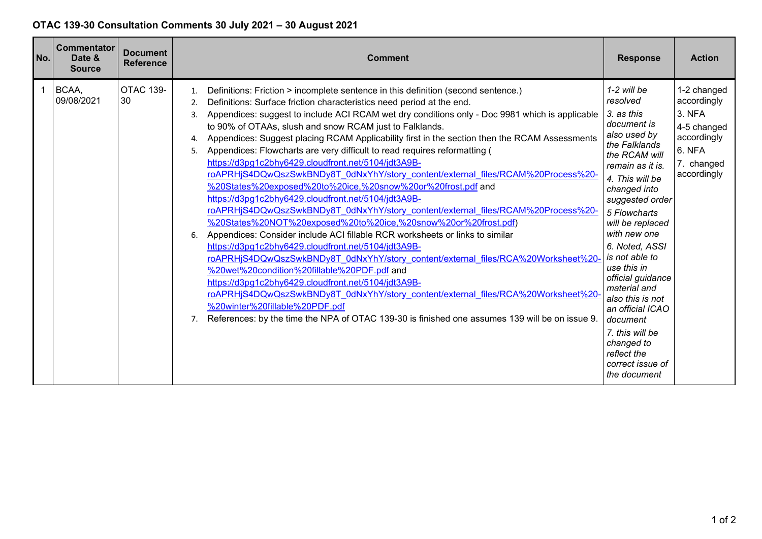## OTAC 139-30 Consultation Comments 30 July 2021 – 30 August 2021

| No. | Commentator Date & Source | Document Reference | Comment | Response | Action |
|---|---|---|---|---|---|
| 1 | BCAA, 09/08/2021 | OTAC 139-30 | 1. Definitions: Friction > incomplete sentence in this definition (second sentence.)<br>2. Definitions: Surface friction characteristics need period at the end.<br>3. Appendices: suggest to include ACI RCAM wet dry conditions only - Doc 9981 which is applicable to 90% of OTAAs, slush and snow RCAM just to Falklands.<br>4. Appendices: Suggest placing RCAM Applicability first in the section then the RCAM Assessments<br>5. Appendices: Flowcharts are very difficult to read requires reformatting ( https://d3pg1c2bhy6429.cloudfront.net/5104/jdt3A9B-roAPRHjS4DQwQszSwkBNDy8T_0dNxYhY/story_content/external_files/RCAM%20Process%20-%20States%20exposed%20to%20ice,%20snow%20or%20frost.pdf and https://d3pg1c2bhy6429.cloudfront.net/5104/jdt3A9B-roAPRHjS4DQwQszSwkBNDy8T_0dNxYhY/story_content/external_files/RCAM%20Process%20-%20States%20NOT%20exposed%20to%20ice,%20snow%20or%20frost.pdf)<br>6. Appendices: Consider include ACI fillable RCR worksheets or links to similar https://d3pg1c2bhy6429.cloudfront.net/5104/jdt3A9B-roAPRHjS4DQwQszSwkBNDy8T_0dNxYhY/story_content/external_files/RCA%20Worksheet%20-%20wet%20condition%20fillable%20PDF.pdf and https://d3pg1c2bhy6429.cloudfront.net/5104/jdt3A9B-roAPRHjS4DQwQszSwkBNDy8T_0dNxYhY/story_content/external_files/RCA%20Worksheet%20-%20winter%20fillable%20PDF.pdf<br>7. References: by the time the NPA of OTAC 139-30 is finished one assumes 139 will be on issue 9. | *1-2 will be resolved*<br>*3. as this document is also used by the Falklands the RCAM will remain as it is.*<br>*4. This will be changed into suggested order*<br>*5 Flowcharts will be replaced with new one*<br>*6. Noted, ASSI is not able to use this in official guidance material and also this is not an official ICAO document*<br>*7. this will be changed to reflect the correct issue of the document* | 1-2 changed accordingly<br>3. NFA<br>4-5 changed accordingly<br>6. NFA<br>7. changed accordingly |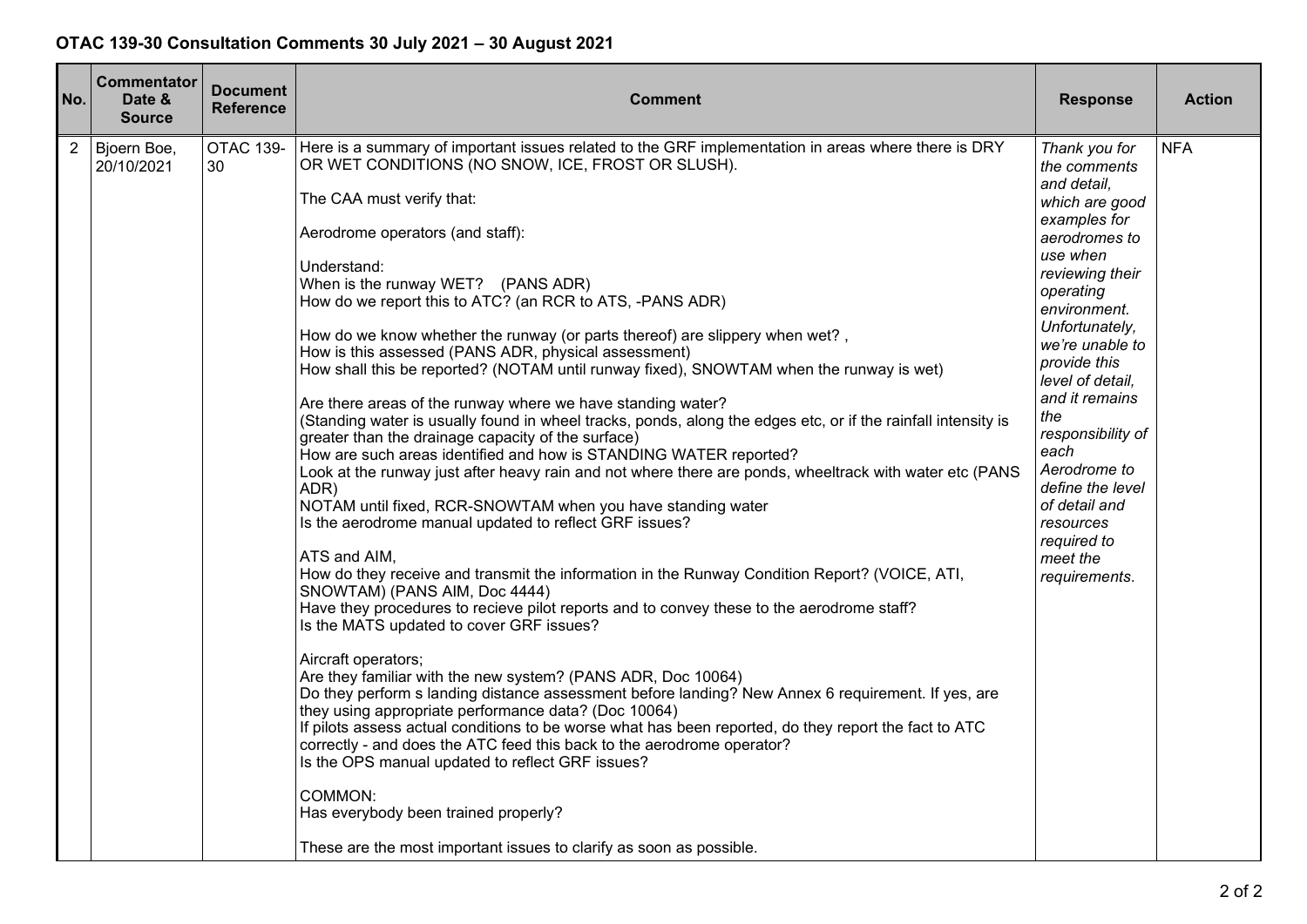## OTAC 139-30 Consultation Comments 30 July 2021 – 30 August 2021

| No. | Commentator Date & Source | Document Reference | Comment | Response | Action |
|---|---|---|---|---|---|
| 2 | Bjoern Boe, 20/10/2021 | OTAC 139-30 | Here is a summary of important issues related to the GRF implementation in areas where there is DRY OR WET CONDITIONS (NO SNOW, ICE, FROST OR SLUSH).<br><br>The CAA must verify that:<br><br>Aerodrome operators (and staff):<br><br>Understand:<br>When is the runway WET? (PANS ADR)<br>How do we report this to ATC? (an RCR to ATS, -PANS ADR)<br><br>How do we know whether the runway (or parts thereof) are slippery when wet? ,<br>How is this assessed (PANS ADR, physical assessment)<br>How shall this be reported? (NOTAM until runway fixed), SNOWTAM when the runway is wet)<br><br>Are there areas of the runway where we have standing water?<br>(Standing water is usually found in wheel tracks, ponds, along the edges etc, or if the rainfall intensity is greater than the drainage capacity of the surface)<br>How are such areas identified and how is STANDING WATER reported?<br>Look at the runway just after heavy rain and not where there are ponds, wheeltrack with water etc (PANS ADR)<br>NOTAM until fixed, RCR-SNOWTAM when you have standing water<br>Is the aerodrome manual updated to reflect GRF issues?<br><br>ATS and AIM,<br>How do they receive and transmit the information in the Runway Condition Report? (VOICE, ATI, SNOWTAM) (PANS AIM, Doc 4444)<br>Have they procedures to recieve pilot reports and to convey these to the aerodrome staff?<br>Is the MATS updated to cover GRF issues?<br><br>Aircraft operators;<br>Are they familiar with the new system? (PANS ADR, Doc 10064)<br>Do they perform s landing distance assessment before landing? New Annex 6 requirement. If yes, are they using appropriate performance data? (Doc 10064)<br>If pilots assess actual conditions to be worse what has been reported, do they report the fact to ATC correctly - and does the ATC feed this back to the aerodrome operator?<br>Is the OPS manual updated to reflect GRF issues?<br><br>COMMON:<br>Has everybody been trained properly?<br><br>These are the most important issues to clarify as soon as possible. | *Thank you for the comments and detail, which are good examples for aerodromes to use when reviewing their operating environment. Unfortunately, we're unable to provide this level of detail, and it remains the responsibility of each Aerodrome to define the level of detail and resources required to meet the requirements.* | NFA |